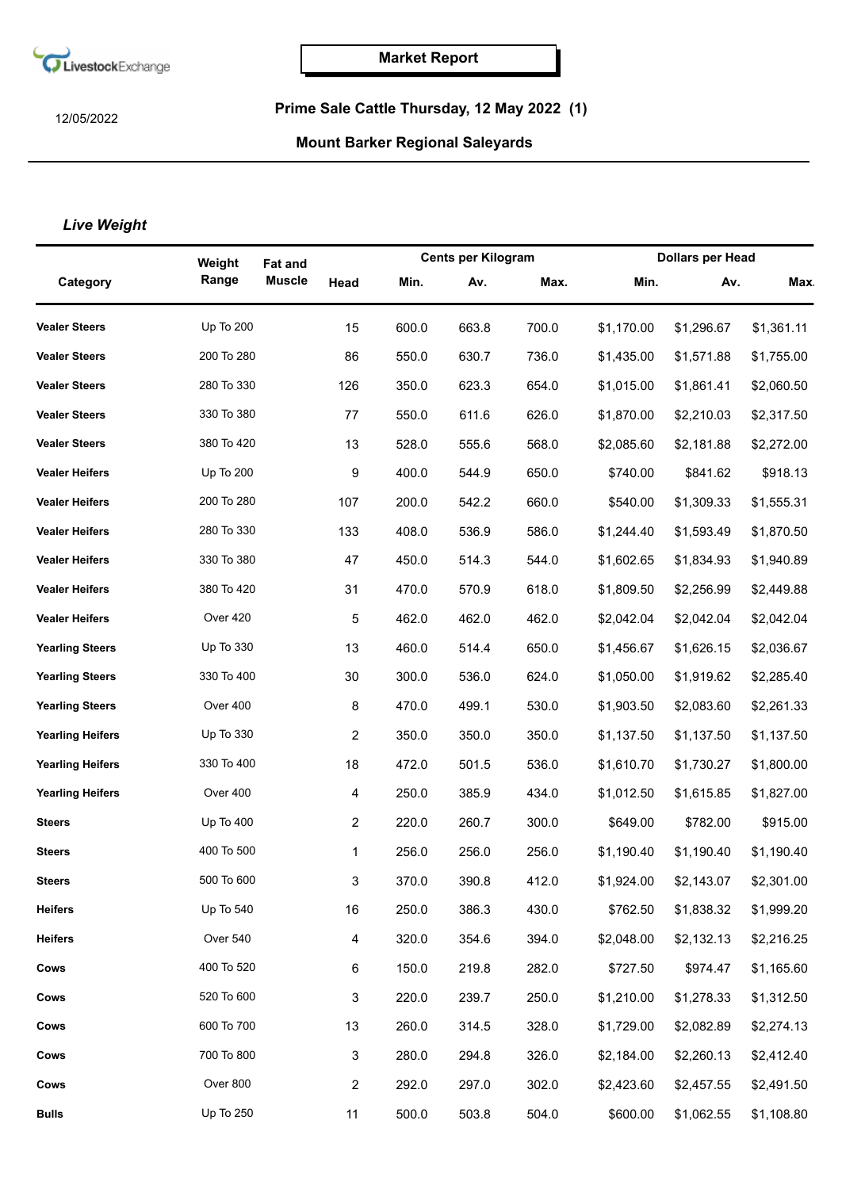LivestockExchange

**Market Report**

12/05/2022

## Prime Sale Cattle Thursday, 12 May 2022 (1)

### Mount Barker Regional Saleyards

### *Live Weight*

| Category | Weight Range | Fat and Muscle | Head | Cents per Kilogram | | | Dollars per Head | | |
|---|---|---|---|---|---|---|---|---|---|
| | | | | Min. | Av. | Max. | Min. | Av. | Max. |
| **Vealer Steers** | Up To 200 | | 15 | 600.0 | 663.8 | 700.0 | $1,170.00 | $1,296.67 | $1,361.11 |
| **Vealer Steers** | 200 To 280 | | 86 | 550.0 | 630.7 | 736.0 | $1,435.00 | $1,571.88 | $1,755.00 |
| **Vealer Steers** | 280 To 330 | | 126 | 350.0 | 623.3 | 654.0 | $1,015.00 | $1,861.41 | $2,060.50 |
| **Vealer Steers** | 330 To 380 | | 77 | 550.0 | 611.6 | 626.0 | $1,870.00 | $2,210.03 | $2,317.50 |
| **Vealer Steers** | 380 To 420 | | 13 | 528.0 | 555.6 | 568.0 | $2,085.60 | $2,181.88 | $2,272.00 |
| **Vealer Heifers** | Up To 200 | | 9 | 400.0 | 544.9 | 650.0 | $740.00 | $841.62 | $918.13 |
| **Vealer Heifers** | 200 To 280 | | 107 | 200.0 | 542.2 | 660.0 | $540.00 | $1,309.33 | $1,555.31 |
| **Vealer Heifers** | 280 To 330 | | 133 | 408.0 | 536.9 | 586.0 | $1,244.40 | $1,593.49 | $1,870.50 |
| **Vealer Heifers** | 330 To 380 | | 47 | 450.0 | 514.3 | 544.0 | $1,602.65 | $1,834.93 | $1,940.89 |
| **Vealer Heifers** | 380 To 420 | | 31 | 470.0 | 570.9 | 618.0 | $1,809.50 | $2,256.99 | $2,449.88 |
| **Vealer Heifers** | Over 420 | | 5 | 462.0 | 462.0 | 462.0 | $2,042.04 | $2,042.04 | $2,042.04 |
| **Yearling Steers** | Up To 330 | | 13 | 460.0 | 514.4 | 650.0 | $1,456.67 | $1,626.15 | $2,036.67 |
| **Yearling Steers** | 330 To 400 | | 30 | 300.0 | 536.0 | 624.0 | $1,050.00 | $1,919.62 | $2,285.40 |
| **Yearling Steers** | Over 400 | | 8 | 470.0 | 499.1 | 530.0 | $1,903.50 | $2,083.60 | $2,261.33 |
| **Yearling Heifers** | Up To 330 | | 2 | 350.0 | 350.0 | 350.0 | $1,137.50 | $1,137.50 | $1,137.50 |
| **Yearling Heifers** | 330 To 400 | | 18 | 472.0 | 501.5 | 536.0 | $1,610.70 | $1,730.27 | $1,800.00 |
| **Yearling Heifers** | Over 400 | | 4 | 250.0 | 385.9 | 434.0 | $1,012.50 | $1,615.85 | $1,827.00 |
| **Steers** | Up To 400 | | 2 | 220.0 | 260.7 | 300.0 | $649.00 | $782.00 | $915.00 |
| **Steers** | 400 To 500 | | 1 | 256.0 | 256.0 | 256.0 | $1,190.40 | $1,190.40 | $1,190.40 |
| **Steers** | 500 To 600 | | 3 | 370.0 | 390.8 | 412.0 | $1,924.00 | $2,143.07 | $2,301.00 |
| **Heifers** | Up To 540 | | 16 | 250.0 | 386.3 | 430.0 | $762.50 | $1,838.32 | $1,999.20 |
| **Heifers** | Over 540 | | 4 | 320.0 | 354.6 | 394.0 | $2,048.00 | $2,132.13 | $2,216.25 |
| **Cows** | 400 To 520 | | 6 | 150.0 | 219.8 | 282.0 | $727.50 | $974.47 | $1,165.60 |
| **Cows** | 520 To 600 | | 3 | 220.0 | 239.7 | 250.0 | $1,210.00 | $1,278.33 | $1,312.50 |
| **Cows** | 600 To 700 | | 13 | 260.0 | 314.5 | 328.0 | $1,729.00 | $2,082.89 | $2,274.13 |
| **Cows** | 700 To 800 | | 3 | 280.0 | 294.8 | 326.0 | $2,184.00 | $2,260.13 | $2,412.40 |
| **Cows** | Over 800 | | 2 | 292.0 | 297.0 | 302.0 | $2,423.60 | $2,457.55 | $2,491.50 |
| **Bulls** | Up To 250 | | 11 | 500.0 | 503.8 | 504.0 | $600.00 | $1,062.55 | $1,108.80 |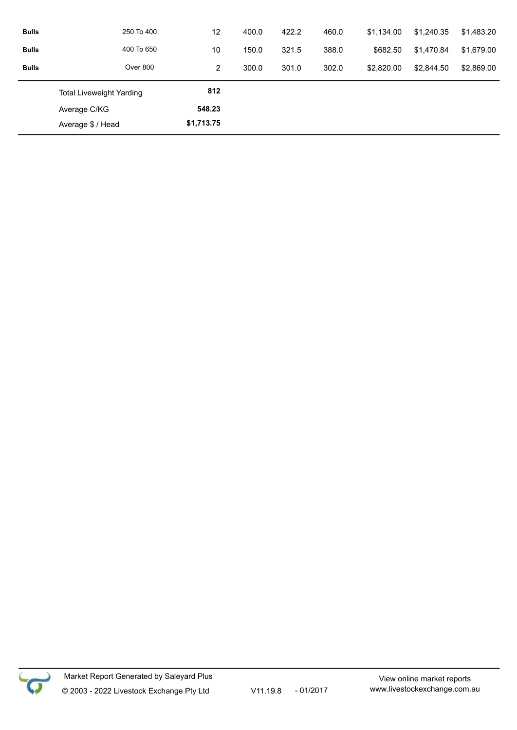| | | | | | | | | |
|---|---|---|---|---|---|---|---|---|
| **Bulls** | 250 To 400 | 12 | 400.0 | 422.2 | 460.0 | $1,134.00 | $1,240.35 | $1,483.20 |
| **Bulls** | 400 To 650 | 10 | 150.0 | 321.5 | 388.0 | $682.50 | $1,470.84 | $1,679.00 |
| **Bulls** | Over 800 | 2 | 300.0 | 301.0 | 302.0 | $2,820.00 | $2,844.50 | $2,869.00 |

| | |
|---|---|
| Total Liveweight Yarding | **812** |
| Average C/KG | **548.23** |
| Average $ / Head | **$1,713.75** |

Market Report Generated by Saleyard Plus

© 2003 - 2022 Livestock Exchange Pty Ltd V11.19.8 - 01/2017

View online market reports www.livestockexchange.com.au